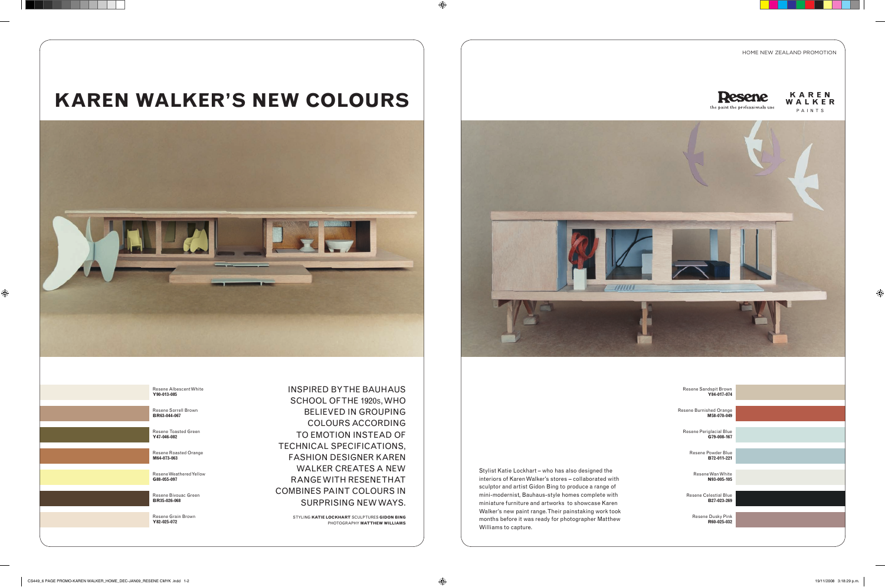# KAREN WALKER'S NEW COLOURS

HOME NEW ZEALAND PROMOTION

Resene — the paint the professionals use

KAREN WALKER PAINTS

Resene Albescent White
**Y90-013-085**

Resene Sorrell Brown
**BR63-044-067**

Resene Toasted Green
**Y47-046-082**

Resene Roasted Orange
**M64-073-063**

Resene Weathered Yellow
**G88-055-097**

Resene Bivouac Green
**BR35-026-068**

Resene Grain Brown
**Y82-025-072**

INSPIRED BY THE BAUHAUS SCHOOL OF THE 1920s, WHO BELIEVED IN GROUPING COLOURS ACCORDING TO EMOTION INSTEAD OF TECHNICAL SPECIFICATIONS, FASHION DESIGNER KAREN WALKER CREATES A NEW RANGE WITH RESENE THAT COMBINES PAINT COLOURS IN SURPRISING NEW WAYS.

STYLING **KATIE LOCKHART** SCULPTURES **GIDON BING**
PHOTOGRAPHY **MATTHEW WILLIAMS**

Stylist Katie Lockhart – who has also designed the interiors of Karen Walker's stores – collaborated with sculptor and artist Gidon Bing to produce a range of mini-modernist, Bauhaus-style homes complete with miniature furniture and artworks to showcase Karen Walker's new paint range. Their painstaking work took months before it was ready for photographer Matthew Williams to capture.

Resene Sandspit Brown
**Y84-017-074**

Resene Burnished Orange
**M58-070-049**

Resene Periglacial Blue
**G79-008-167**

Resene Powder Blue
**B72-011-221**

Resene Wan White
**N93-005-105**

Resene Celestial Blue
**B27-023-269**

Resene Dusky Pink
**R60-025-032**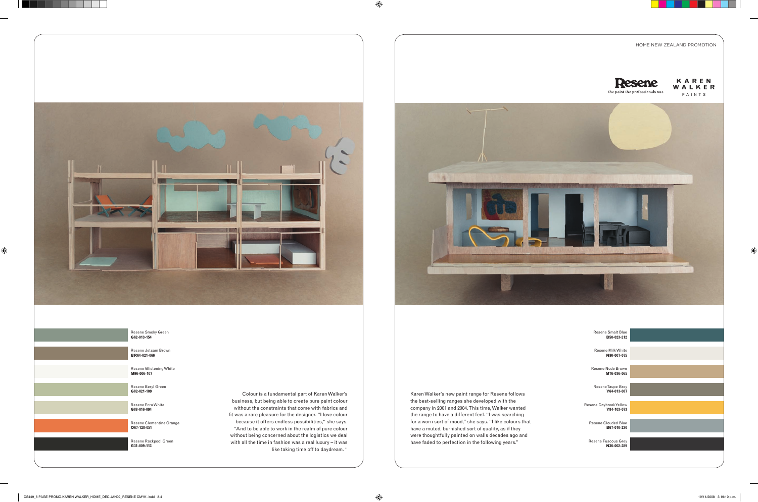HOME NEW ZEALAND PROMOTION

Resene
the paint the professionals use

KAREN WALKER PAINTS

Resene Smoky Green
**G62-013-154**

Resene Jetsam Brown
**BR64-021-066**

Resene Glistening White
**M96-006-107**

Resene Beryl Green
**G82-021-109**

Resene Ecru White
**G88-016-094**

Resene Clementine Orange
**O67-128-051**

Resene Rockpool Green
**G31-009-113**

Colour is a fundamental part of Karen Walker's business, but being able to create pure paint colour without the constraints that come with fabrics and fit was a rare pleasure for the designer. "I love colour because it offers endless possibilities," she says. "And to be able to work in the realm of pure colour without being concerned about the logistics we deal with all the time in fashion was a real luxury – it was like taking time off to daydream."

Karen Walker's new paint range for Resene follows the best-selling ranges she developed with the company in 2001 and 2004. This time, Walker wanted the range to have a different feel. "I was searching for a worn sort of mood," she says. "I like colours that have a muted, burnished sort of quality, as if they were thoughtfully painted on walls decades ago and have faded to perfection in the following years."

Resene Smalt Blue
**B50-023-212**

Resene Milk White
**N90-007-075**

Resene Nude Brown
**M76-036-065**

Resene Taupe Grey
**Y64-013-087**

Resene Daybreak Yellow
**Y84-103-073**

Resene Clouded Blue
**B67-010-230**

Resene Fuscous Grey
**N36-002-289**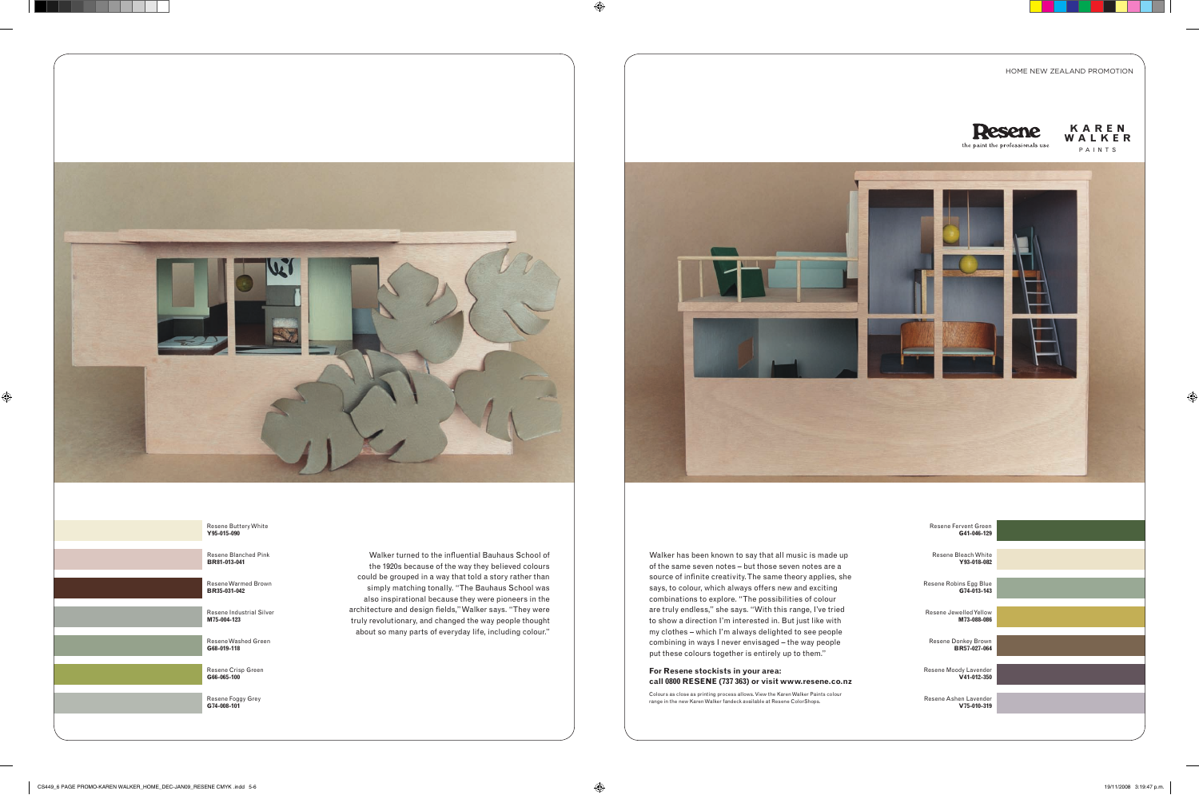HOME NEW ZEALAND PROMOTION

Resene
the paint the professionals use

KAREN WALKER PAINTS

Resene Buttery White
**Y95-015-090**

Resene Blanched Pink
**BR81-013-041**

Resene Warmed Brown
**BR35-031-042**

Resene Industrial Silver
**M75-004-123**

Resene Washed Green
**G68-019-118**

Resene Crisp Green
**G66-065-100**

Resene Foggy Grey
**G74-008-101**

Walker turned to the influential Bauhaus School of the 1920s because of the way they believed colours could be grouped in a way that told a story rather than simply matching tonally. "The Bauhaus School was also inspirational because they were pioneers in the architecture and design fields," Walker says. "They were truly revolutionary, and changed the way people thought about so many parts of everyday life, including colour."

Walker has been known to say that all music is made up of the same seven notes – but those seven notes are a source of infinite creativity. The same theory applies, she says, to colour, which always offers new and exciting combinations to explore. "The possibilities of colour are truly endless," she says. "With this range, I've tried to show a direction I'm interested in. But just like with my clothes – which I'm always delighted to see people combining in ways I never envisaged – the way people put these colours together is entirely up to them."

**For Resene stockists in your area:**
**call 0800 RESENE (737 363) or visit www.resene.co.nz**

Colours as close as printing process allows. View the Karen Walker Paints colour range in the new Karen Walker fandeck available at Resene ColorShops.

Resene Fervent Green
**G41-046-129**

Resene Bleach White
**Y93-018-082**

Resene Robins Egg Blue
**G74-013-143**

Resene Jewelled Yellow
**M73-088-086**

Resene Donkey Brown
**BR57-027-064**

Resene Moody Lavender
**V41-012-350**

Resene Ashen Lavender
**V75-010-319**